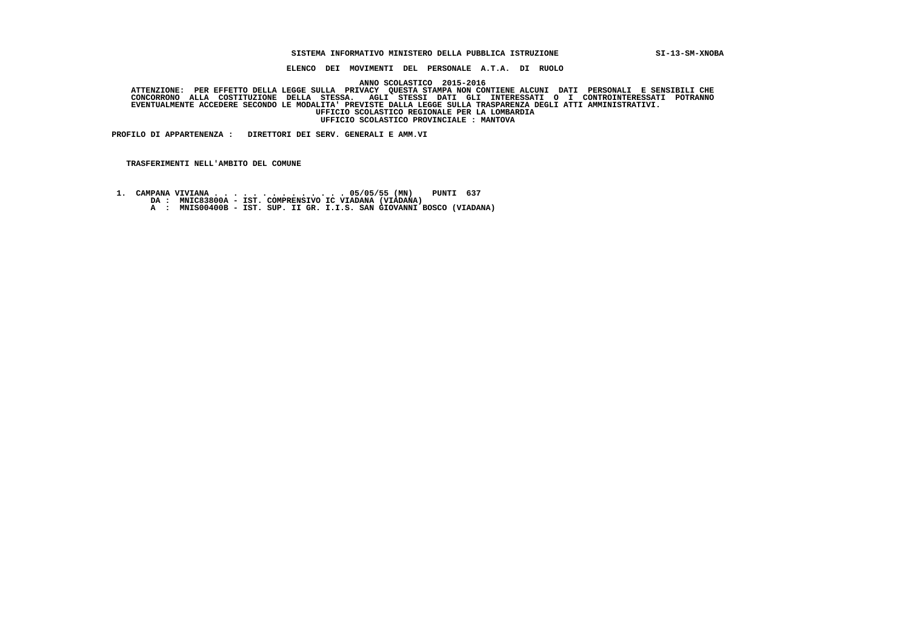**SISTEMA INFORMATIVO MINISTERO DELLA PUBBLICA ISTRUZIONE** SI-13-SM-XNOBA

**ELENCO DEI MOVIMENTI DEL PERSONALE A.T.A. DI RUOLO**

**ANNO SCOLASTICO 2015-2016**

**ATTENZIONE: PER EFFETTO DELLA LEGGE SULLA PRIVACY QUESTA STAMPA NON CONTIENE ALCUNI DATI PERSONALI E SENSIBILI CHE CONCORRONO ALLA COSTITUZIONE DELLA STESSA. AGLI STESSI DATI GLI INTERESSATI O I CONTROINTERESSATI POTRANNO EVENTUALMENTE ACCEDERE SECONDO LE MODALITA' PREVISTE DALLA LEGGE SULLA TRASPARENZA DEGLI ATTI AMMINISTRATIVI.**

**UFFICIO SCOLASTICO REGIONALE PER LA LOMBARDIA**

**UFFICIO SCOLASTICO PROVINCIALE : MANTOVA**

**PROFILO DI APPARTENENZA : DIRETTORI DEI SERV. GENERALI E AMM.VI**

**TRASFERIMENTI NELL'AMBITO DEL COMUNE**

1. **CAMPANA VIVIANA . . . . . . . . . . . . . . 05/05/55 (MN) PUNTI 637**
   **DA : MNIC83800A - IST. COMPRENSIVO IC VIADANA (VIADANA)**
   **A : MNIS00400B - IST. SUP. II GR. I.I.S. SAN GIOVANNI BOSCO (VIADANA)**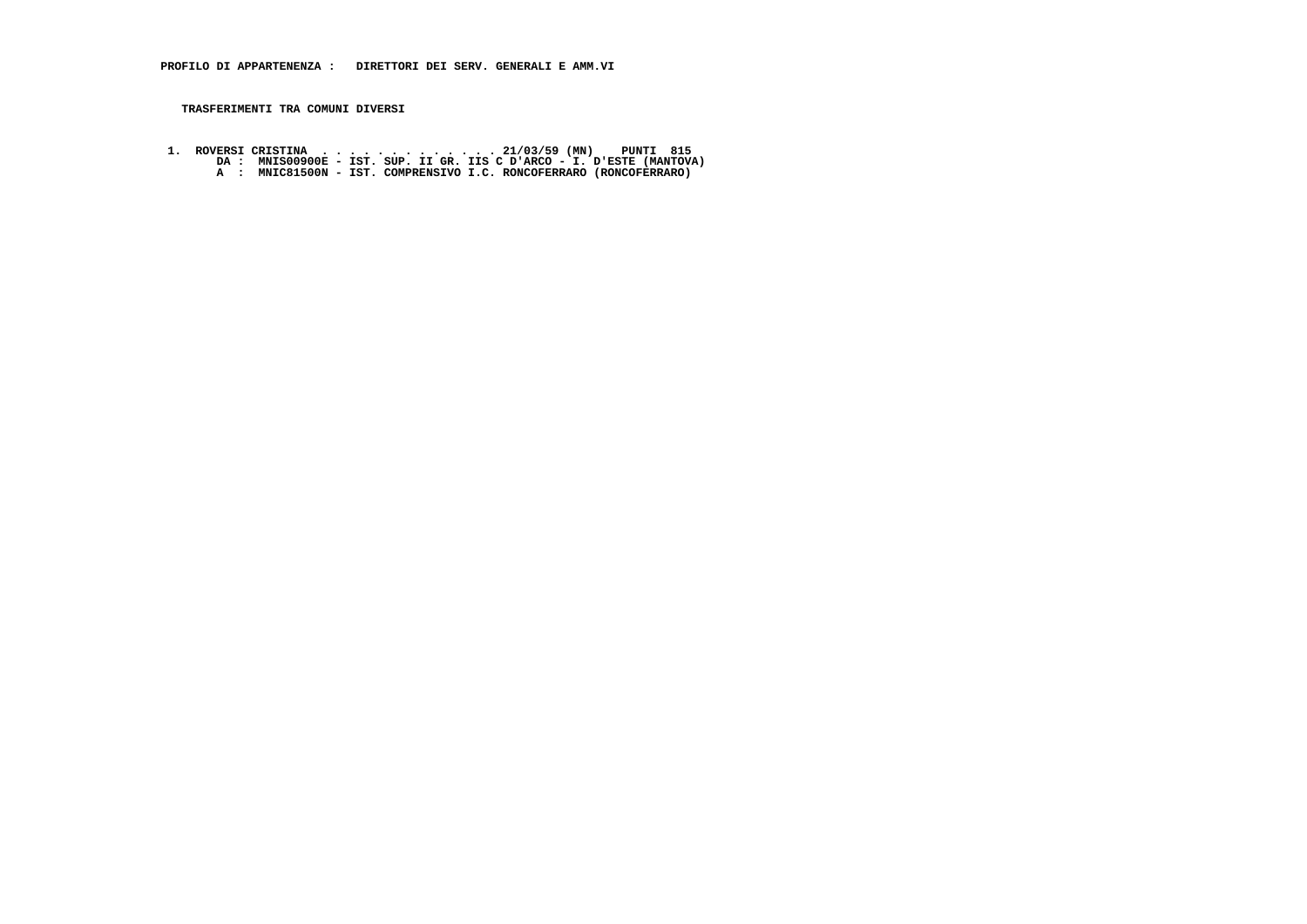**PROFILO DI APPARTENENZA : DIRETTORI DEI SERV. GENERALI E AMM.VI**

**TRASFERIMENTI TRA COMUNI DIVERSI**

1. ROVERSI CRISTINA . . . . . . . . . . . . . . 21/03/59 (MN) PUNTI 815
   DA : MNIS00900E - IST. SUP. II GR. IIS C D'ARCO - I. D'ESTE (MANTOVA)
   A : MNIC81500N - IST. COMPRENSIVO I.C. RONCOFERRARO (RONCOFERRARO)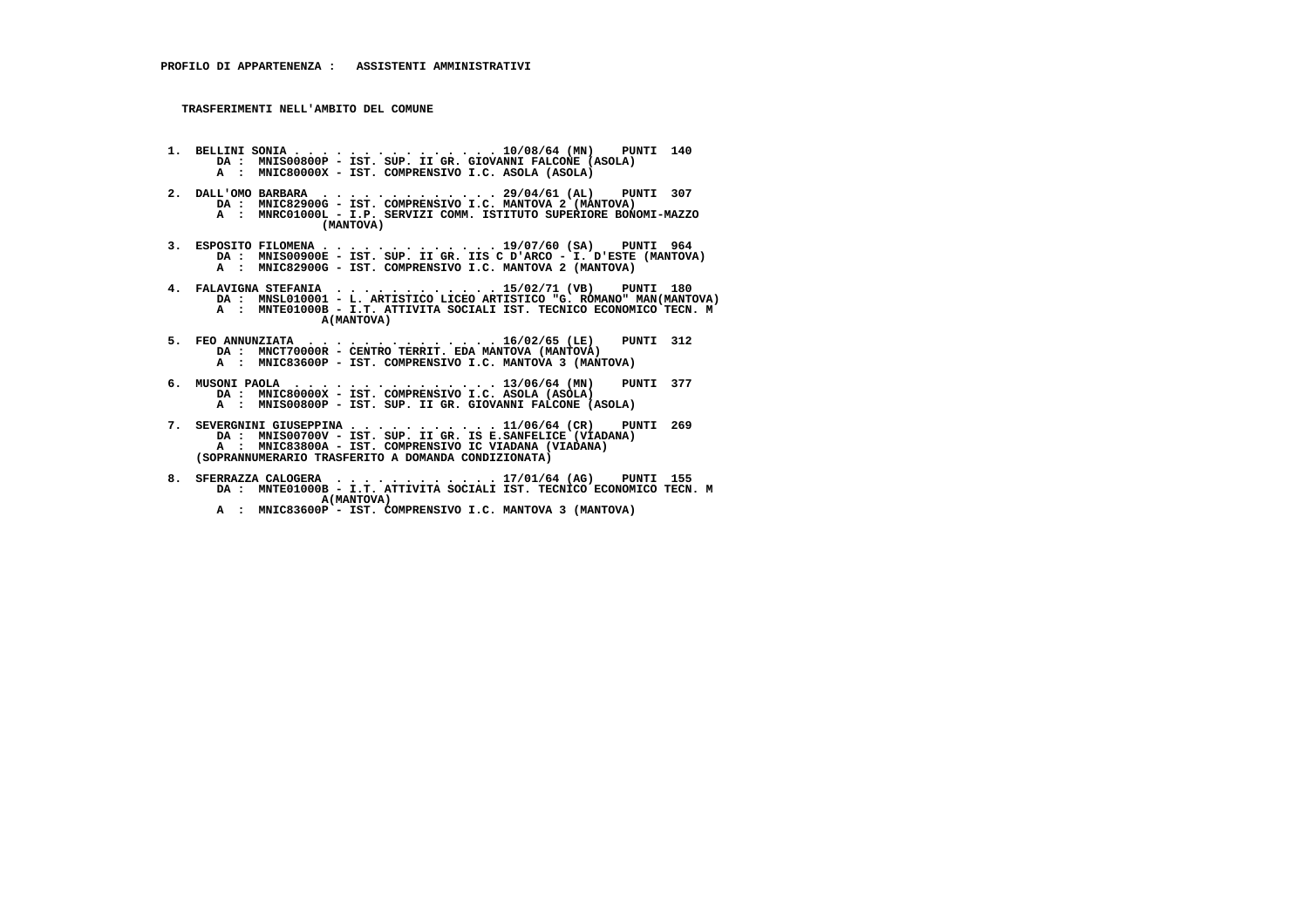**PROFILO DI APPARTENENZA : ASSISTENTI AMMINISTRATIVI**

**TRASFERIMENTI NELL'AMBITO DEL COMUNE**

1. BELLINI SONIA . . . . . . . . . . . . . . 10/08/64 (MN) PUNTI 140
   DA : MNIS00800P - IST. SUP. II GR. GIOVANNI FALCONE (ASOLA)
   A : MNIC80000X - IST. COMPRENSIVO I.C. ASOLA (ASOLA)

2. DALL'OMO BARBARA . . . . . . . . . . . . . 29/04/61 (AL) PUNTI 307
   DA : MNIC82900G - IST. COMPRENSIVO I.C. MANTOVA 2 (MANTOVA)
   A : MNRC01000L - I.P. SERVIZI COMM. ISTITUTO SUPERIORE BONOMI-MAZZO (MANTOVA)

3. ESPOSITO FILOMENA . . . . . . . . . . . . 19/07/60 (SA) PUNTI 964
   DA : MNIS00900E - IST. SUP. II GR. IIS C D'ARCO - I. D'ESTE (MANTOVA)
   A : MNIC82900G - IST. COMPRENSIVO I.C. MANTOVA 2 (MANTOVA)

4. FALAVIGNA STEFANIA . . . . . . . . . . . . 15/02/71 (VB) PUNTI 180
   DA : MNSL010001 - L. ARTISTICO LICEO ARTISTICO "G. ROMANO" MAN(MANTOVA)
   A : MNTE01000B - I.T. ATTIVITA SOCIALI IST. TECNICO ECONOMICO TECN. M A(MANTOVA)

5. FEO ANNUNZIATA . . . . . . . . . . . . . . 16/02/65 (LE) PUNTI 312
   DA : MNCT70000R - CENTRO TERRIT. EDA MANTOVA (MANTOVA)
   A : MNIC83600P - IST. COMPRENSIVO I.C. MANTOVA 3 (MANTOVA)

6. MUSONI PAOLA . . . . . . . . . . . . . . . 13/06/64 (MN) PUNTI 377
   DA : MNIC80000X - IST. COMPRENSIVO I.C. ASOLA (ASOLA)
   A : MNIS00800P - IST. SUP. II GR. GIOVANNI FALCONE (ASOLA)

7. SEVERGNINI GIUSEPPINA . . . . . . . . . . . 11/06/64 (CR) PUNTI 269
   DA : MNIS00700V - IST. SUP. II GR. IS E.SANFELICE (VIADANA)
   A : MNIC83800A - IST. COMPRENSIVO IC VIADANA (VIADANA)
   (SOPRANNUMERARIO TRASFERITO A DOMANDA CONDIZIONATA)

8. SFERRAZZA CALOGERA . . . . . . . . . . . . 17/01/64 (AG) PUNTI 155
   DA : MNTE01000B - I.T. ATTIVITA SOCIALI IST. TECNICO ECONOMICO TECN. M A(MANTOVA)
   A : MNIC83600P - IST. COMPRENSIVO I.C. MANTOVA 3 (MANTOVA)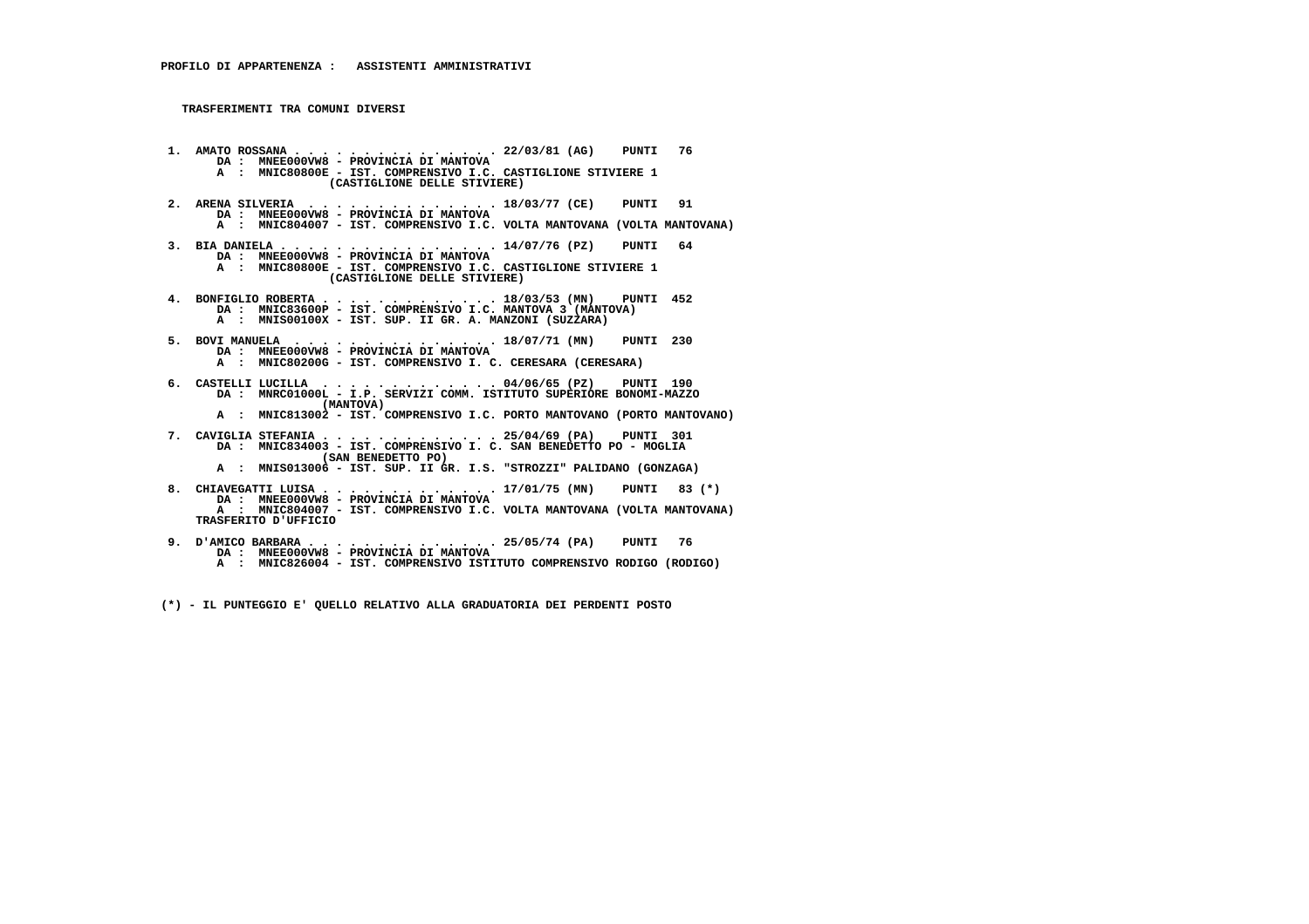**PROFILO DI APPARTENENZA : ASSISTENTI AMMINISTRATIVI**

**TRASFERIMENTI TRA COMUNI DIVERSI**

1. AMATO ROSSANA . . . . . . . . . . . . . . . 22/03/81 (AG) PUNTI 76
   DA : MNEE000VW8 - PROVINCIA DI MANTOVA
   A : MNIC80800E - IST. COMPRENSIVO I.C. CASTIGLIONE STIVIERE 1 (CASTIGLIONE DELLE STIVIERE)

2. ARENA SILVERIA . . . . . . . . . . . . . . . 18/03/77 (CE) PUNTI 91
   DA : MNEE000VW8 - PROVINCIA DI MANTOVA
   A : MNIC804007 - IST. COMPRENSIVO I.C. VOLTA MANTOVANA (VOLTA MANTOVANA)

3. BIA DANIELA . . . . . . . . . . . . . . . 14/07/76 (PZ) PUNTI 64
   DA : MNEE000VW8 - PROVINCIA DI MANTOVA
   A : MNIC80800E - IST. COMPRENSIVO I.C. CASTIGLIONE STIVIERE 1 (CASTIGLIONE DELLE STIVIERE)

4. BONFIGLIO ROBERTA . . . . . . . . . . . . . 18/03/53 (MN) PUNTI 452
   DA : MNIC83600P - IST. COMPRENSIVO I.C. MANTOVA 3 (MANTOVA)
   A : MNIS00100X - IST. SUP. II GR. A. MANZONI (SUZZARA)

5. BOVI MANUELA . . . . . . . . . . . . . . . 18/07/71 (MN) PUNTI 230
   DA : MNEE000VW8 - PROVINCIA DI MANTOVA
   A : MNIC80200G - IST. COMPRENSIVO I. C. CERESARA (CERESARA)

6. CASTELLI LUCILLA . . . . . . . . . . . . . 04/06/65 (PZ) PUNTI 190
   DA : MNRC01000L - I.P. SERVIZI COMM. ISTITUTO SUPERIORE BONOMI-MAZZO (MANTOVA)
   A : MNIC813002 - IST. COMPRENSIVO I.C. PORTO MANTOVANO (PORTO MANTOVANO)

7. CAVIGLIA STEFANIA . . . . . . . . . . . . . 25/04/69 (PA) PUNTI 301
   DA : MNIC834003 - IST. COMPRENSIVO I. C. SAN BENEDETTO PO - MOGLIA (SAN BENEDETTO PO)
   A : MNIS013006 - IST. SUP. II GR. I.S. "STROZZI" PALIDANO (GONZAGA)

8. CHIAVEGATTI LUISA . . . . . . . . . . . . . 17/01/75 (MN) PUNTI 83 (*)
   DA : MNEE000VW8 - PROVINCIA DI MANTOVA
   A : MNIC804007 - IST. COMPRENSIVO I.C. VOLTA MANTOVANA (VOLTA MANTOVANA)
   TRASFERITO D'UFFICIO

9. D'AMICO BARBARA . . . . . . . . . . . . . . 25/05/74 (PA) PUNTI 76
   DA : MNEE000VW8 - PROVINCIA DI MANTOVA
   A : MNIC826004 - IST. COMPRENSIVO ISTITUTO COMPRENSIVO RODIGO (RODIGO)

(*) - IL PUNTEGGIO E' QUELLO RELATIVO ALLA GRADUATORIA DEI PERDENTI POSTO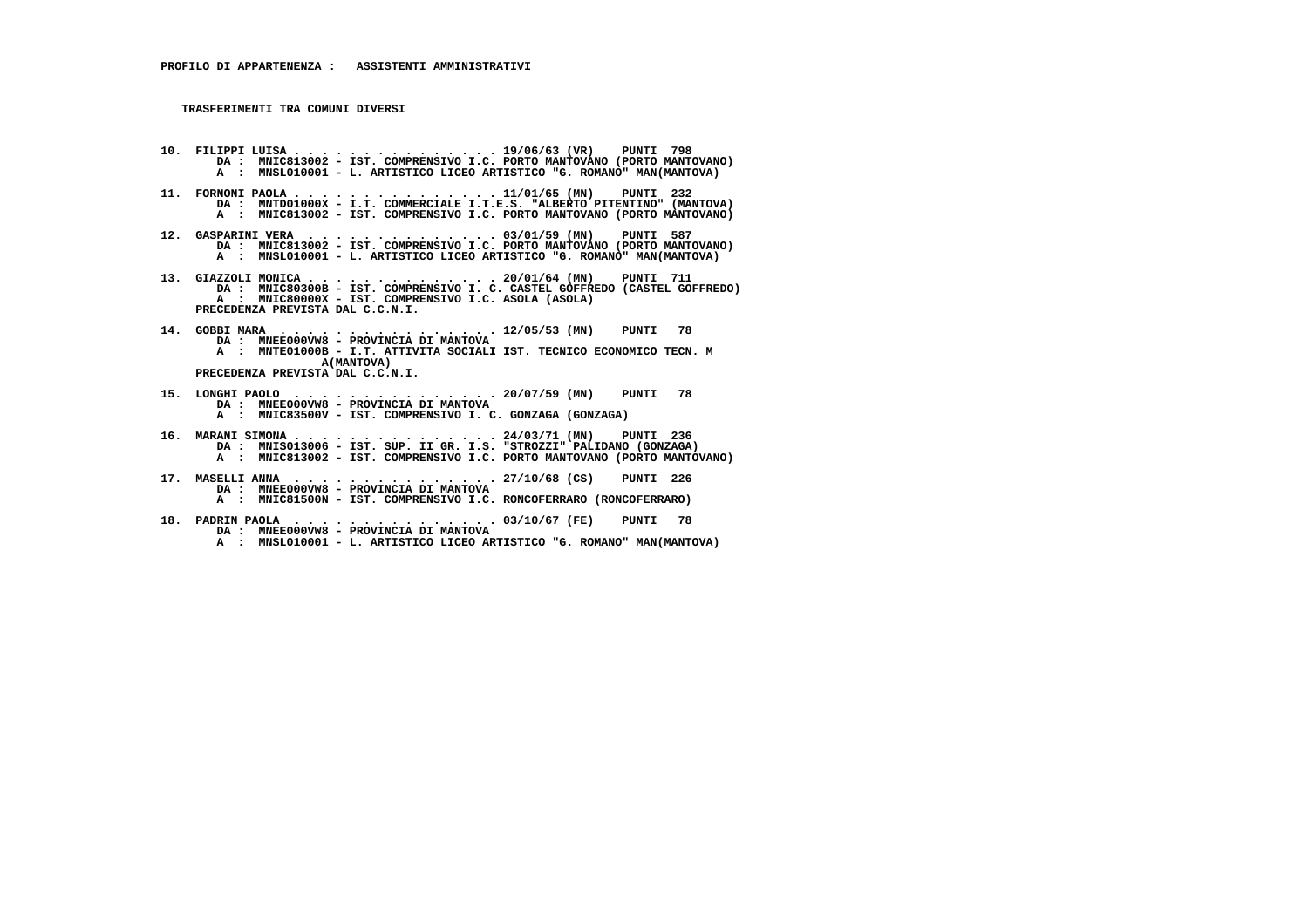**PROFILO DI APPARTENENZA : ASSISTENTI AMMINISTRATIVI**

**TRASFERIMENTI TRA COMUNI DIVERSI**

10. FILIPPI LUISA . . . . . . . . . . . . . . . 19/06/63 (VR) PUNTI 798
    DA : MNIC813002 - IST. COMPRENSIVO I.C. PORTO MANTOVANO (PORTO MANTOVANO)
    A : MNSL010001 - L. ARTISTICO LICEO ARTISTICO "G. ROMANO" MAN(MANTOVA)

11. FORNONI PAOLA . . . . . . . . . . . . . . . 11/01/65 (MN) PUNTI 232
    DA : MNTD01000X - I.T. COMMERCIALE I.T.E.S. "ALBERTO PITENTINO" (MANTOVA)
    A : MNIC813002 - IST. COMPRENSIVO I.C. PORTO MANTOVANO (PORTO MANTOVANO)

12. GASPARINI VERA . . . . . . . . . . . . . . 03/01/59 (MN) PUNTI 587
    DA : MNIC813002 - IST. COMPRENSIVO I.C. PORTO MANTOVANO (PORTO MANTOVANO)
    A : MNSL010001 - L. ARTISTICO LICEO ARTISTICO "G. ROMANO" MAN(MANTOVA)

13. GIAZZOLI MONICA . . . . . . . . . . . . . . 20/01/64 (MN) PUNTI 711
    DA : MNIC80300B - IST. COMPRENSIVO I. C. CASTEL GOFFREDO (CASTEL GOFFREDO)
    A : MNIC80000X - IST. COMPRENSIVO I.C. ASOLA (ASOLA)
    PRECEDENZA PREVISTA DAL C.C.N.I.

14. GOBBI MARA . . . . . . . . . . . . . . . . 12/05/53 (MN) PUNTI 78
    DA : MNEE000VW8 - PROVINCIA DI MANTOVA
    A : MNTE01000B - I.T. ATTIVITA SOCIALI IST. TECNICO ECONOMICO TECN. M A(MANTOVA)
    PRECEDENZA PREVISTA DAL C.C.N.I.

15. LONGHI PAOLO . . . . . . . . . . . . . . . 20/07/59 (MN) PUNTI 78
    DA : MNEE000VW8 - PROVINCIA DI MANTOVA
    A : MNIC83500V - IST. COMPRENSIVO I. C. GONZAGA (GONZAGA)

16. MARANI SIMONA . . . . . . . . . . . . . . . 24/03/71 (MN) PUNTI 236
    DA : MNIS013006 - IST. SUP. II GR. I.S. "STROZZI" PALIDANO (GONZAGA)
    A : MNIC813002 - IST. COMPRENSIVO I.C. PORTO MANTOVANO (PORTO MANTOVANO)

17. MASELLI ANNA . . . . . . . . . . . . . . . 27/10/68 (CS) PUNTI 226
    DA : MNEE000VW8 - PROVINCIA DI MANTOVA
    A : MNIC81500N - IST. COMPRENSIVO I.C. RONCOFERRARO (RONCOFERRARO)

18. PADRIN PAOLA . . . . . . . . . . . . . . . 03/10/67 (FE) PUNTI 78
    DA : MNEE000VW8 - PROVINCIA DI MANTOVA
    A : MNSL010001 - L. ARTISTICO LICEO ARTISTICO "G. ROMANO" MAN(MANTOVA)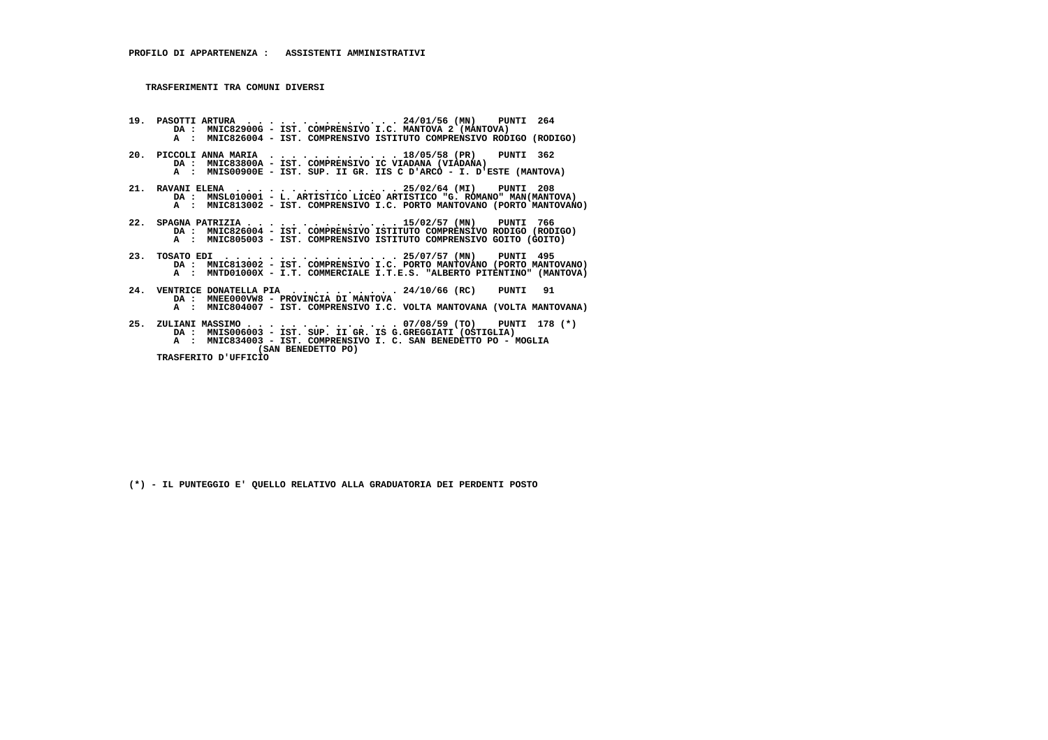**PROFILO DI APPARTENENZA : ASSISTENTI AMMINISTRATIVI**

**TRASFERIMENTI TRA COMUNI DIVERSI**

**19. PASOTTI ARTURA . . . . . . . . . . . . . . 24/01/56 (MN) PUNTI 264**
DA : MNIC82900G - IST. COMPRENSIVO I.C. MANTOVA 2 (MANTOVA)
A : MNIC826004 - IST. COMPRENSIVO ISTITUTO COMPRENSIVO RODIGO (RODIGO)

**20. PICCOLI ANNA MARIA . . . . . . . . . . . . 18/05/58 (PR) PUNTI 362**
DA : MNIC83800A - IST. COMPRENSIVO IC VIADANA (VIADANA)
A : MNIS00900E - IST. SUP. II GR. IIS C D'ARCO - I. D'ESTE (MANTOVA)

**21. RAVANI ELENA . . . . . . . . . . . . . . . 25/02/64 (MI) PUNTI 208**
DA : MNSL010001 - L. ARTISTICO LICEO ARTISTICO "G. ROMANO" MAN(MANTOVA)
A : MNIC813002 - IST. COMPRENSIVO I.C. PORTO MANTOVANO (PORTO MANTOVANO)

**22. SPAGNA PATRIZIA . . . . . . . . . . . . . . 15/02/57 (MN) PUNTI 766**
DA : MNIC826004 - IST. COMPRENSIVO ISTITUTO COMPRENSIVO RODIGO (RODIGO)
A : MNIC805003 - IST. COMPRENSIVO ISTITUTO COMPRENSIVO GOITO (GOITO)

**23. TOSATO EDI . . . . . . . . . . . . . . . . 25/07/57 (MN) PUNTI 495**
DA : MNIC813002 - IST. COMPRENSIVO I.C. PORTO MANTOVANO (PORTO MANTOVANO)
A : MNTD01000X - I.T. COMMERCIALE I.T.E.S. "ALBERTO PITENTINO" (MANTOVA)

**24. VENTRICE DONATELLA PIA . . . . . . . . . . 24/10/66 (RC) PUNTI 91**
DA : MNEE000VW8 - PROVINCIA DI MANTOVA
A : MNIC804007 - IST. COMPRENSIVO I.C. VOLTA MANTOVANA (VOLTA MANTOVANA)

**25. ZULIANI MASSIMO . . . . . . . . . . . . . . 07/08/59 (TO) PUNTI 178 (*)**
DA : MNIS006003 - IST. SUP. II GR. IS G.GREGGIATI (OSTIGLIA)
A : MNIC834003 - IST. COMPRENSIVO I. C. SAN BENEDETTO PO - MOGLIA (SAN BENEDETTO PO)
TRASFERITO D'UFFICIO

(*) - IL PUNTEGGIO E' QUELLO RELATIVO ALLA GRADUATORIA DEI PERDENTI POSTO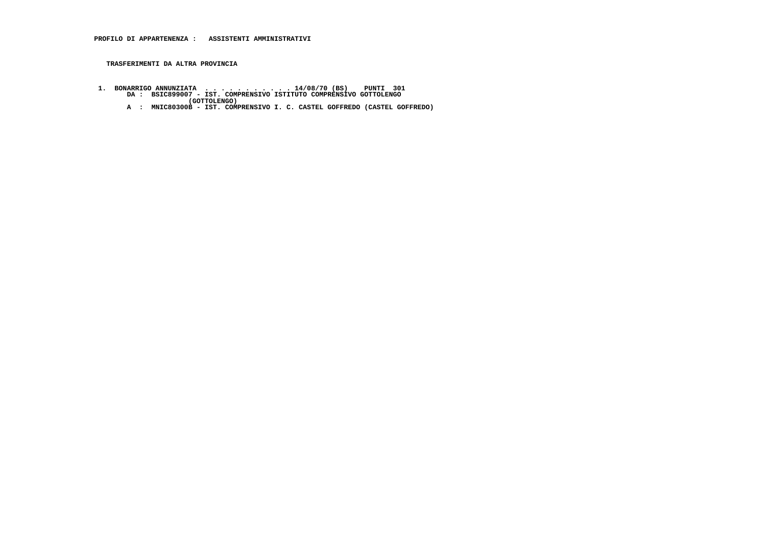**PROFILO DI APPARTENENZA : ASSISTENTI AMMINISTRATIVI**

**TRASFERIMENTI DA ALTRA PROVINCIA**

**1. BONARRIGO ANNUNZIATA . . . . . . . . . . . . 14/08/70 (BS) PUNTI 301**
**DA : BSIC899007 - IST. COMPRENSIVO ISTITUTO COMPRENSIVO GOTTOLENGO (GOTTOLENGO)**
**A : MNIC80300B - IST. COMPRENSIVO I. C. CASTEL GOFFREDO (CASTEL GOFFREDO)**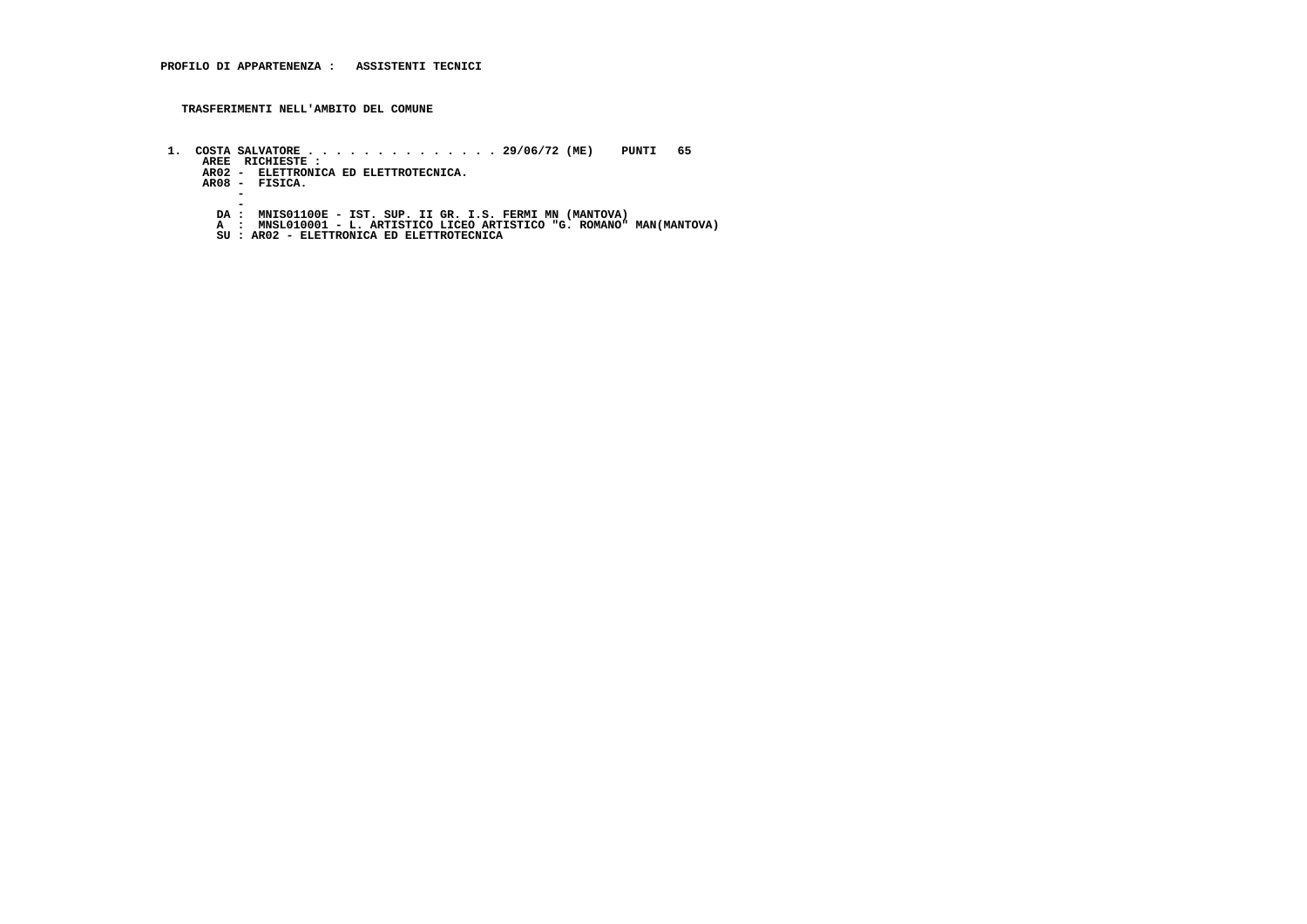**PROFILO DI APPARTENENZA :   ASSISTENTI TECNICI**

**TRASFERIMENTI NELL'AMBITO DEL COMUNE**

1. **COSTA SALVATORE . . . . . . . . . . . . . . . 29/06/72 (ME)    PUNTI   65**

   AREE  RICHIESTE :
   AR02 -  ELETTRONICA ED ELETTROTECNICA.
   AR08 -  FISICA.
   -
   -
   DA :  MNIS01100E - IST. SUP. II GR. I.S. FERMI MN (MANTOVA)
   A  :  MNSL010001 - L. ARTISTICO LICEO ARTISTICO "G. ROMANO" MAN(MANTOVA)
   SU : AR02 - ELETTRONICA ED ELETTROTECNICA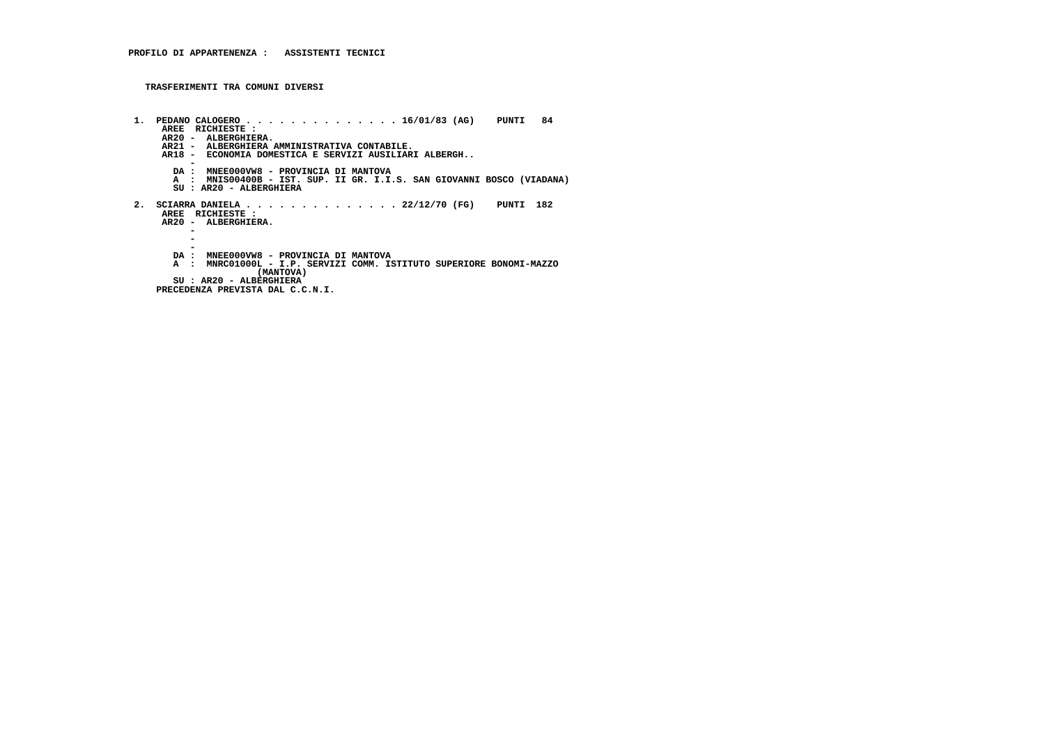**PROFILO DI APPARTENENZA : ASSISTENTI TECNICI**

**TRASFERIMENTI TRA COMUNI DIVERSI**

**1. PEDANO CALOGERO . . . . . . . . . . . . . . 16/01/83 (AG) PUNTI 84**

AREE RICHIESTE :
AR20 - ALBERGHIERA.
AR21 - ALBERGHIERA AMMINISTRATIVA CONTABILE.
AR18 - ECONOMIA DOMESTICA E SERVIZI AUSILIARI ALBERGH..
-
DA : MNEE000VW8 - PROVINCIA DI MANTOVA
A : MNIS00400B - IST. SUP. II GR. I.I.S. SAN GIOVANNI BOSCO (VIADANA)
SU : AR20 - ALBERGHIERA

**2. SCIARRA DANIELA . . . . . . . . . . . . . . 22/12/70 (FG) PUNTI 182**

AREE RICHIESTE :
AR20 - ALBERGHIERA.
-
-
-
DA : MNEE000VW8 - PROVINCIA DI MANTOVA
A : MNRC01000L - I.P. SERVIZI COMM. ISTITUTO SUPERIORE BONOMI-MAZZO (MANTOVA)
SU : AR20 - ALBERGHIERA
PRECEDENZA PREVISTA DAL C.C.N.I.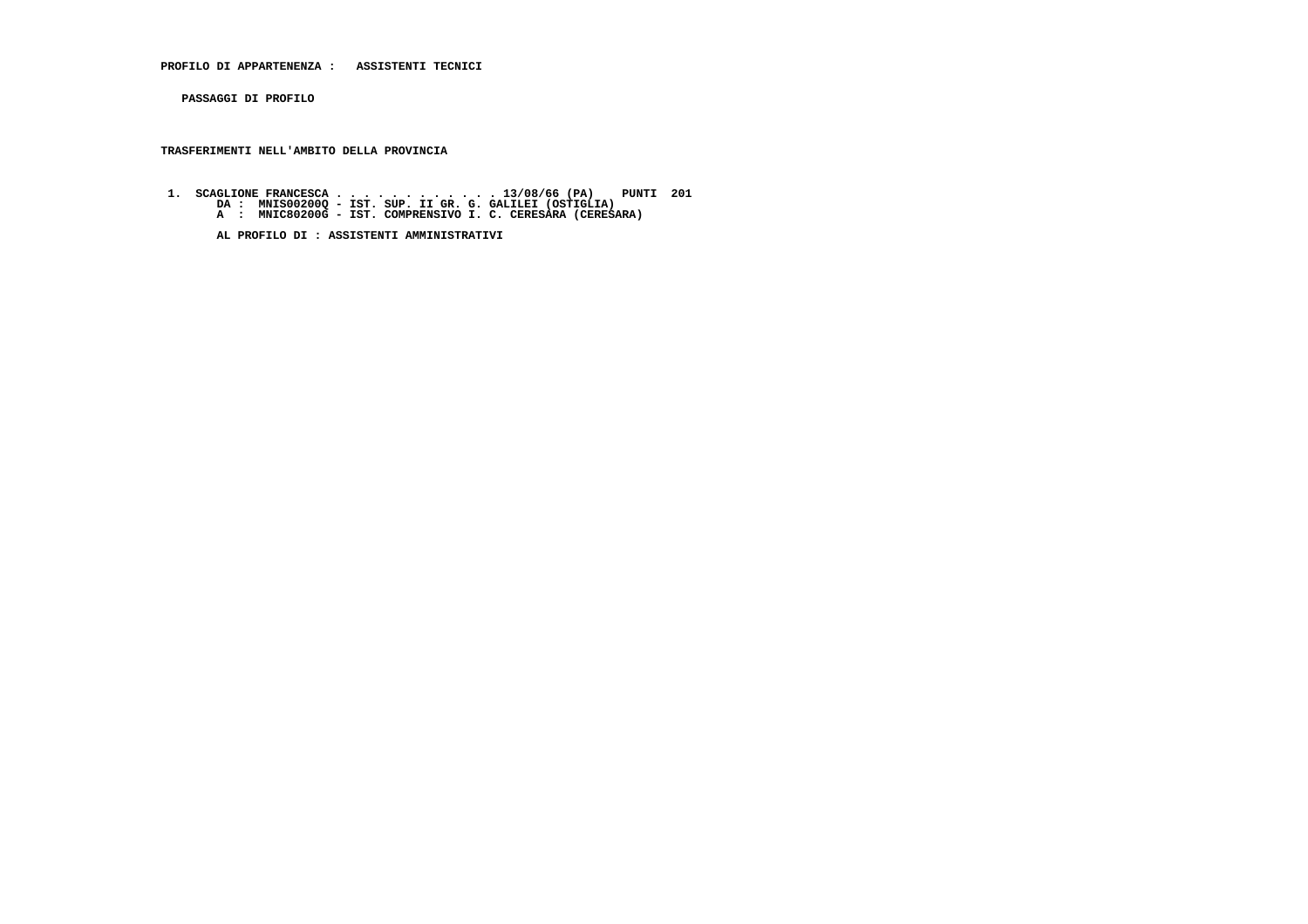**PROFILO DI APPARTENENZA : ASSISTENTI TECNICI**

**PASSAGGI DI PROFILO**

**TRASFERIMENTI NELL'AMBITO DELLA PROVINCIA**

1. SCAGLIONE FRANCESCA . . . . . . . . . . . . . 13/08/66 (PA) PUNTI 201
   DA : MNIS00200Q - IST. SUP. II GR. G. GALILEI (OSTIGLIA)
   A : MNIC80200G - IST. COMPRENSIVO I. C. CERESARA (CERESARA)

   AL PROFILO DI : ASSISTENTI AMMINISTRATIVI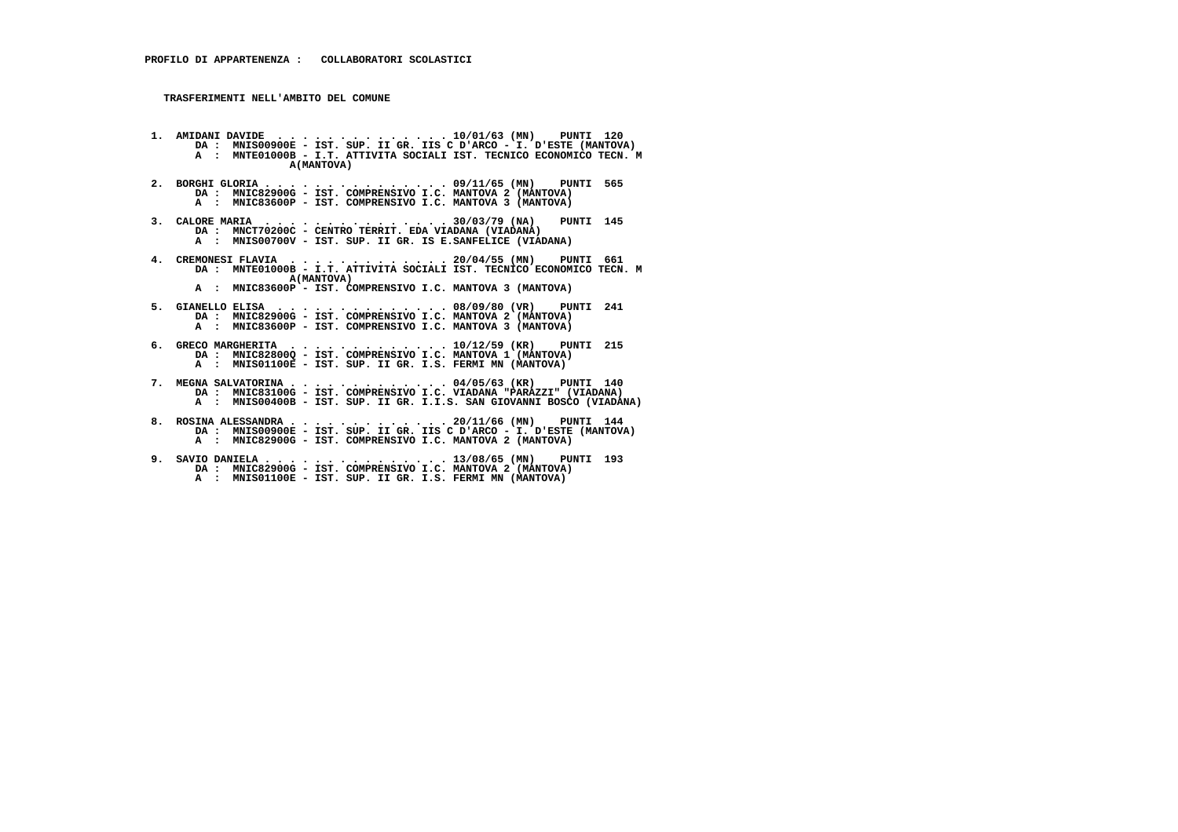**PROFILO DI APPARTENENZA :   COLLABORATORI SCOLASTICI**

**TRASFERIMENTI NELL'AMBITO DEL COMUNE**

1. AMIDANI DAVIDE . . . . . . . . . . . . . . 10/01/63 (MN)    PUNTI  120
   DA :  MNIS00900E - IST. SUP. II GR. IIS C D'ARCO - I. D'ESTE (MANTOVA)
   A  :  MNTE01000B - I.T. ATTIVITA SOCIALI IST. TECNICO ECONOMICO TECN. M A(MANTOVA)

2. BORGHI GLORIA . . . . . . . . . . . . . . 09/11/65 (MN)    PUNTI  565
   DA :  MNIC82900G - IST. COMPRENSIVO I.C. MANTOVA 2 (MANTOVA)
   A  :  MNIC83600P - IST. COMPRENSIVO I.C. MANTOVA 3 (MANTOVA)

3. CALORE MARIA . . . . . . . . . . . . . . 30/03/79 (NA)    PUNTI  145
   DA :  MNCT70200C - CENTRO TERRIT. EDA VIADANA (VIADANA)
   A  :  MNIS00700V - IST. SUP. II GR. IS E.SANFELICE (VIADANA)

4. CREMONESI FLAVIA . . . . . . . . . . . . . 20/04/55 (MN)    PUNTI  661
   DA :  MNTE01000B - I.T. ATTIVITA SOCIALI IST. TECNICO ECONOMICO TECN. M A(MANTOVA)
   A  :  MNIC83600P - IST. COMPRENSIVO I.C. MANTOVA 3 (MANTOVA)

5. GIANELLO ELISA . . . . . . . . . . . . . . 08/09/80 (VR)    PUNTI  241
   DA :  MNIC82900G - IST. COMPRENSIVO I.C. MANTOVA 2 (MANTOVA)
   A  :  MNIC83600P - IST. COMPRENSIVO I.C. MANTOVA 3 (MANTOVA)

6. GRECO MARGHERITA . . . . . . . . . . . . . 10/12/59 (KR)    PUNTI  215
   DA :  MNIC82800Q - IST. COMPRENSIVO I.C. MANTOVA 1 (MANTOVA)
   A  :  MNIS01100E - IST. SUP. II GR. I.S. FERMI MN (MANTOVA)

7. MEGNA SALVATORINA . . . . . . . . . . . . . 04/05/63 (KR)    PUNTI  140
   DA :  MNIC83100G - IST. COMPRENSIVO I.C. VIADANA "PARAZZI" (VIADANA)
   A  :  MNIS00400B - IST. SUP. II GR. I.I.S. SAN GIOVANNI BOSCO (VIADANA)

8. ROSINA ALESSANDRA . . . . . . . . . . . . . 20/11/66 (MN)    PUNTI  144
   DA :  MNIS00900E - IST. SUP. II GR. IIS C D'ARCO - I. D'ESTE (MANTOVA)
   A  :  MNIC82900G - IST. COMPRENSIVO I.C. MANTOVA 2 (MANTOVA)

9. SAVIO DANIELA . . . . . . . . . . . . . . 13/08/65 (MN)    PUNTI  193
   DA :  MNIC82900G - IST. COMPRENSIVO I.C. MANTOVA 2 (MANTOVA)
   A  :  MNIS01100E - IST. SUP. II GR. I.S. FERMI MN (MANTOVA)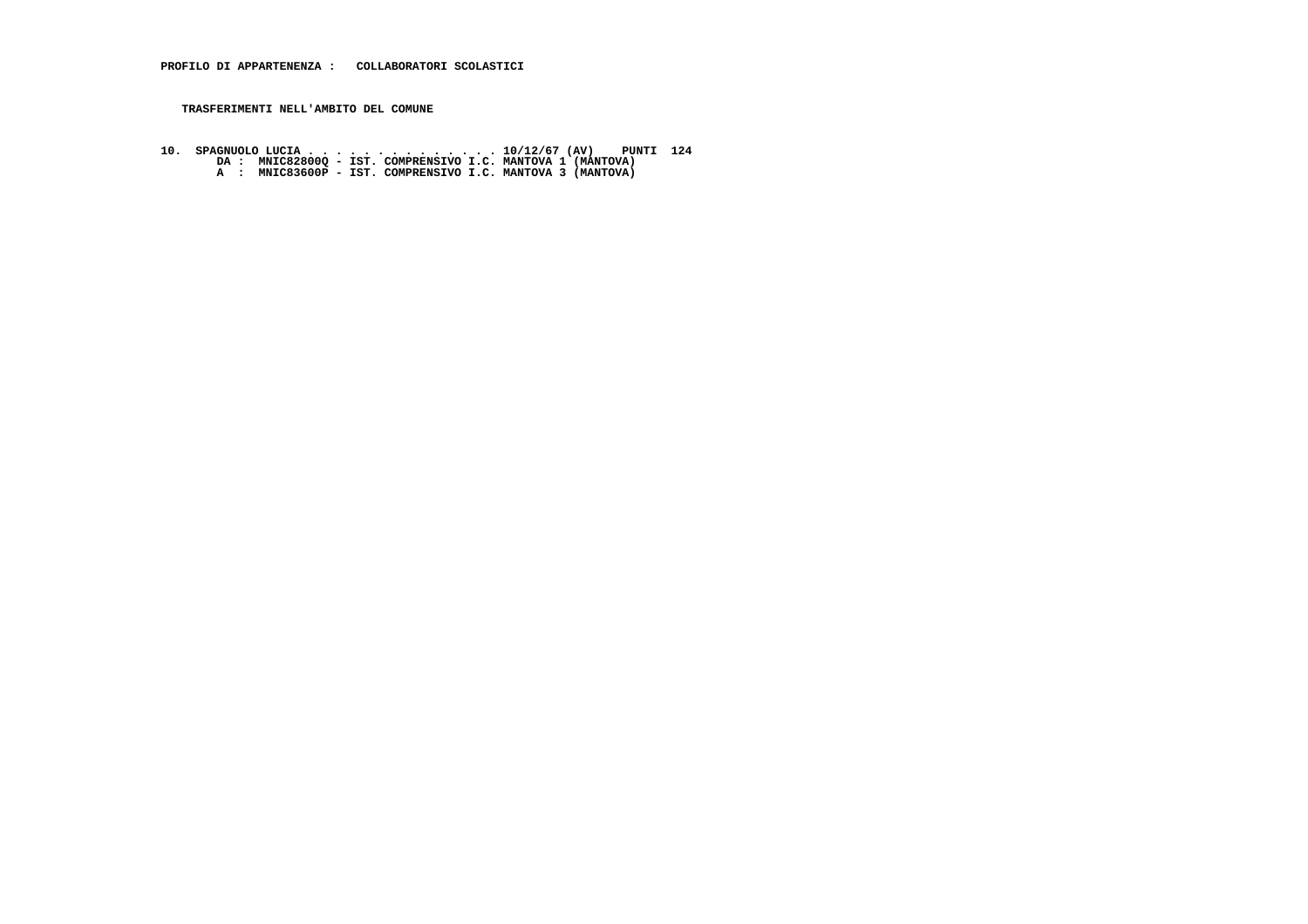**PROFILO DI APPARTENENZA : COLLABORATORI SCOLASTICI**

**TRASFERIMENTI NELL'AMBITO DEL COMUNE**

**10. SPAGNUOLO LUCIA . . . . . . . . . . . . . . . 10/12/67 (AV) PUNTI 124**
**DA : MNIC82800Q - IST. COMPRENSIVO I.C. MANTOVA 1 (MANTOVA)**
**A : MNIC83600P - IST. COMPRENSIVO I.C. MANTOVA 3 (MANTOVA)**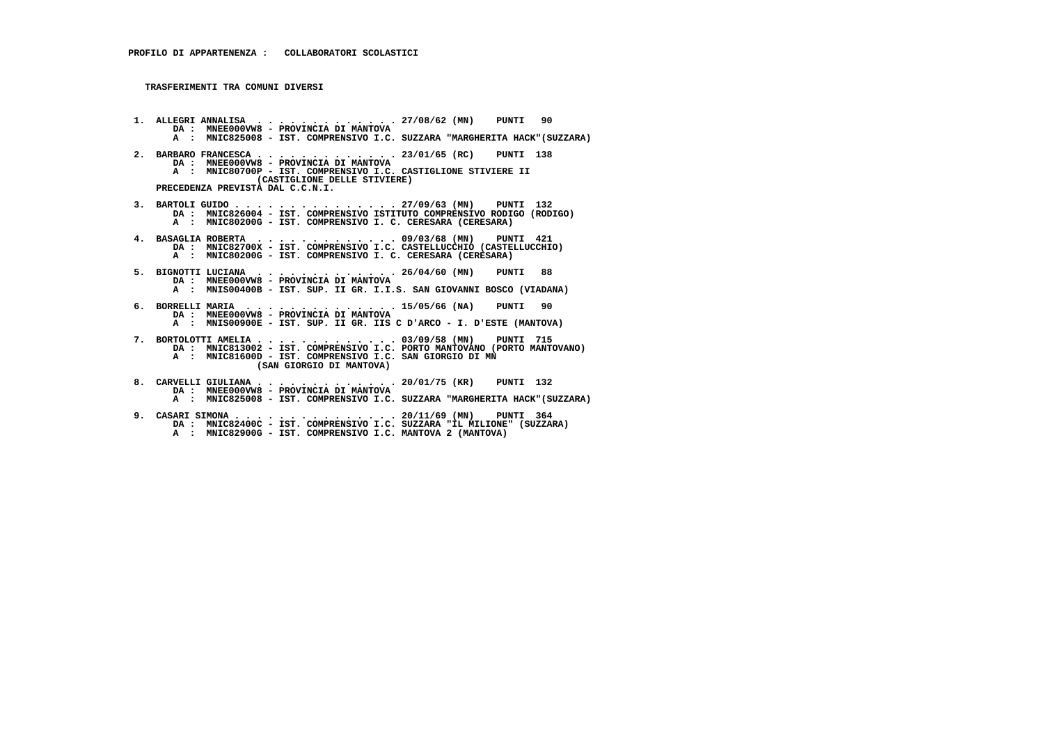**PROFILO DI APPARTENENZA : COLLABORATORI SCOLASTICI**

**TRASFERIMENTI TRA COMUNI DIVERSI**

1. ALLEGRI ANNALISA . . . . . . . . . . . . . 27/08/62 (MN) PUNTI 90
   DA : MNEE000VW8 - PROVINCIA DI MANTOVA
   A : MNIC825008 - IST. COMPRENSIVO I.C. SUZZARA "MARGHERITA HACK"(SUZZARA)

2. BARBARO FRANCESCA . . . . . . . . . . . . . 23/01/65 (RC) PUNTI 138
   DA : MNEE000VW8 - PROVINCIA DI MANTOVA
   A : MNIC80700P - IST. COMPRENSIVO I.C. CASTIGLIONE STIVIERE II (CASTIGLIONE DELLE STIVIERE)
   PRECEDENZA PREVISTA DAL C.C.N.I.

3. BARTOLI GUIDO . . . . . . . . . . . . . . . 27/09/63 (MN) PUNTI 132
   DA : MNIC826004 - IST. COMPRENSIVO ISTITUTO COMPRENSIVO RODIGO (RODIGO)
   A : MNIC80200G - IST. COMPRENSIVO I. C. CERESARA (CERESARA)

4. BASAGLIA ROBERTA . . . . . . . . . . . . . 09/03/68 (MN) PUNTI 421
   DA : MNIC82700X - IST. COMPRENSIVO I.C. CASTELLUCCHIO (CASTELLUCCHIO)
   A : MNIC80200G - IST. COMPRENSIVO I. C. CERESARA (CERESARA)

5. BIGNOTTI LUCIANA . . . . . . . . . . . . . 26/04/60 (MN) PUNTI 88
   DA : MNEE000VW8 - PROVINCIA DI MANTOVA
   A : MNIS00400B - IST. SUP. II GR. I.I.S. SAN GIOVANNI BOSCO (VIADANA)

6. BORRELLI MARIA . . . . . . . . . . . . . . 15/05/66 (NA) PUNTI 90
   DA : MNEE000VW8 - PROVINCIA DI MANTOVA
   A : MNIS00900E - IST. SUP. II GR. IIS C D'ARCO - I. D'ESTE (MANTOVA)

7. BORTOLOTTI AMELIA . . . . . . . . . . . . . 03/09/58 (MN) PUNTI 715
   DA : MNIC813002 - IST. COMPRENSIVO I.C. PORTO MANTOVANO (PORTO MANTOVANO)
   A : MNIC81600D - IST. COMPRENSIVO I.C. SAN GIORGIO DI MN (SAN GIORGIO DI MANTOVA)

8. CARVELLI GIULIANA . . . . . . . . . . . . . 20/01/75 (KR) PUNTI 132
   DA : MNEE000VW8 - PROVINCIA DI MANTOVA
   A : MNIC825008 - IST. COMPRENSIVO I.C. SUZZARA "MARGHERITA HACK"(SUZZARA)

9. CASARI SIMONA . . . . . . . . . . . . . . . 20/11/69 (MN) PUNTI 364
   DA : MNIC82400C - IST. COMPRENSIVO I.C. SUZZARA "IL MILIONE" (SUZZARA)
   A : MNIC82900G - IST. COMPRENSIVO I.C. MANTOVA 2 (MANTOVA)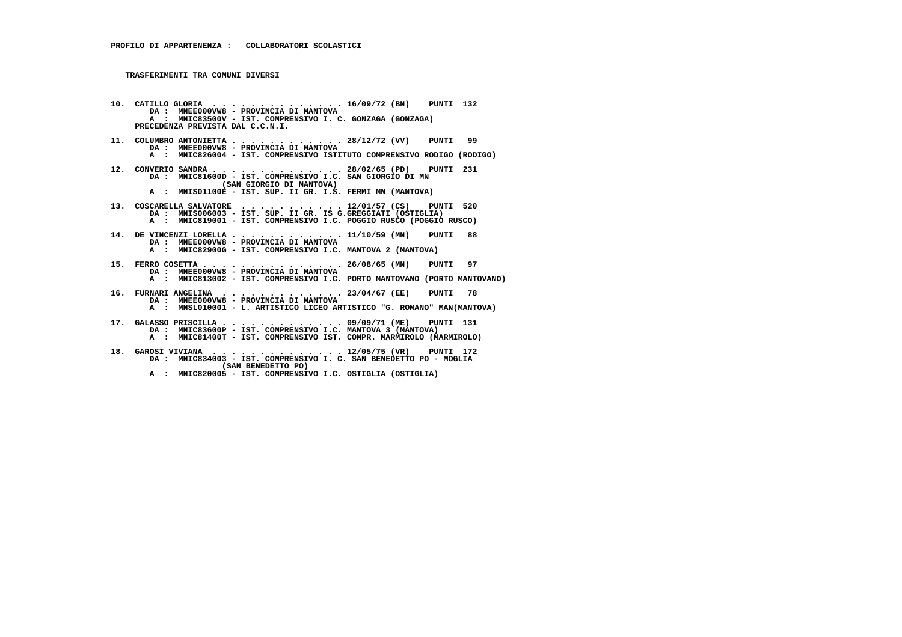**PROFILO DI APPARTENENZA :   COLLABORATORI SCOLASTICI**

**TRASFERIMENTI TRA COMUNI DIVERSI**

10. CATILLO GLORIA . . . . . . . . . . . . . . 16/09/72 (BN)    PUNTI  132
    DA :  MNEE000VW8 - PROVINCIA DI MANTOVA
    A  :  MNIC83500V - IST. COMPRENSIVO I. C. GONZAGA (GONZAGA)
    PRECEDENZA PREVISTA DAL C.C.N.I.

11. COLUMBRO ANTONIETTA . . . . . . . . . . . . 28/12/72 (VV)    PUNTI   99
    DA :  MNEE000VW8 - PROVINCIA DI MANTOVA
    A  :  MNIC826004 - IST. COMPRENSIVO ISTITUTO COMPRENSIVO RODIGO (RODIGO)

12. CONVERIO SANDRA . . . . . . . . . . . . . . 28/02/65 (PD)    PUNTI  231
    DA :  MNIC81600D - IST. COMPRENSIVO I.C. SAN GIORGIO DI MN
          (SAN GIORGIO DI MANTOVA)
    A  :  MNIS01100E - IST. SUP. II GR. I.S. FERMI MN (MANTOVA)

13. COSCARELLA SALVATORE . . . . . . . . . . . 12/01/57 (CS)    PUNTI  520
    DA :  MNIS006003 - IST. SUP. II GR. IS G.GREGGIATI (OSTIGLIA)
    A  :  MNIC819001 - IST. COMPRENSIVO I.C. POGGIO RUSCO (POGGIO RUSCO)

14. DE VINCENZI LORELLA . . . . . . . . . . . . 11/10/59 (MN)    PUNTI   88
    DA :  MNEE000VW8 - PROVINCIA DI MANTOVA
    A  :  MNIC82900G - IST. COMPRENSIVO I.C. MANTOVA 2 (MANTOVA)

15. FERRO COSETTA . . . . . . . . . . . . . . . 26/08/65 (MN)    PUNTI   97
    DA :  MNEE000VW8 - PROVINCIA DI MANTOVA
    A  :  MNIC813002 - IST. COMPRENSIVO I.C. PORTO MANTOVANO (PORTO MANTOVANO)

16. FURNARI ANGELINA . . . . . . . . . . . . . 23/04/67 (EE)    PUNTI   78
    DA :  MNEE000VW8 - PROVINCIA DI MANTOVA
    A  :  MNSL010001 - L. ARTISTICO LICEO ARTISTICO "G. ROMANO" MAN(MANTOVA)

17. GALASSO PRISCILLA . . . . . . . . . . . . . 09/09/71 (ME)    PUNTI  131
    DA :  MNIC83600P - IST. COMPRENSIVO I.C. MANTOVA 3 (MANTOVA)
    A  :  MNIC81400T - IST. COMPRENSIVO IST. COMPR. MARMIROLO (MARMIROLO)

18. GAROSI VIVIANA . . . . . . . . . . . . . . 12/05/75 (VR)    PUNTI  172
    DA :  MNIC834003 - IST. COMPRENSIVO I. C. SAN BENEDETTO PO - MOGLIA
          (SAN BENEDETTO PO)
    A  :  MNIC820005 - IST. COMPRENSIVO I.C. OSTIGLIA (OSTIGLIA)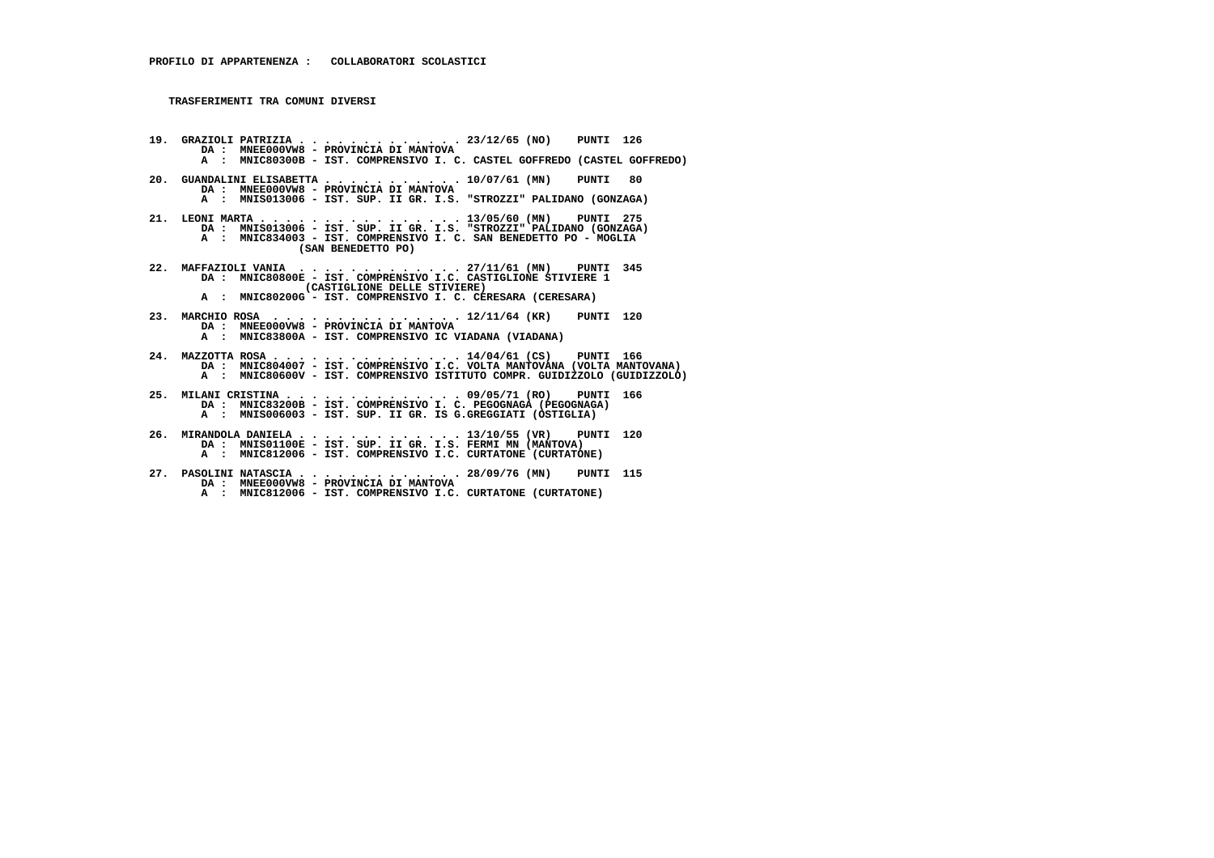**PROFILO DI APPARTENENZA : COLLABORATORI SCOLASTICI**

**TRASFERIMENTI TRA COMUNI DIVERSI**

```
19. GRAZIOLI PATRIZIA . . . . . . . . . . . . . 23/12/65 (NO)    PUNTI  126
        DA :  MNEE000VW8 - PROVINCIA DI MANTOVA
        A  :  MNIC80300B - IST. COMPRENSIVO I. C. CASTEL GOFFREDO (CASTEL GOFFREDO)

20. GUANDALINI ELISABETTA . . . . . . . . . . . 10/07/61 (MN)    PUNTI   80
        DA :  MNEE000VW8 - PROVINCIA DI MANTOVA
        A  :  MNIS013006 - IST. SUP. II GR. I.S. "STROZZI" PALIDANO (GONZAGA)

21. LEONI MARTA . . . . . . . . . . . . . . . . 13/05/60 (MN)    PUNTI  275
        DA :  MNIS013006 - IST. SUP. II GR. I.S. "STROZZI" PALIDANO (GONZAGA)
        A  :  MNIC834003 - IST. COMPRENSIVO I. C. SAN BENEDETTO PO - MOGLIA
                     (SAN BENEDETTO PO)

22. MAFFAZIOLI VANIA  . . . . . . . . . . . . . 27/11/61 (MN)    PUNTI  345
        DA :  MNIC80800E - IST. COMPRENSIVO I.C. CASTIGLIONE STIVIERE 1
                      (CASTIGLIONE DELLE STIVIERE)
        A  :  MNIC80200G - IST. COMPRENSIVO I. C. CERESARA (CERESARA)

23. MARCHIO ROSA  . . . . . . . . . . . . . . . 12/11/64 (KR)    PUNTI  120
        DA :  MNEE000VW8 - PROVINCIA DI MANTOVA
        A  :  MNIC83800A - IST. COMPRENSIVO IC VIADANA (VIADANA)

24. MAZZOTTA ROSA . . . . . . . . . . . . . . . 14/04/61 (CS)    PUNTI  166
        DA :  MNIC804007 - IST. COMPRENSIVO I.C. VOLTA MANTOVANA (VOLTA MANTOVANA)
        A  :  MNIC80600V - IST. COMPRENSIVO ISTITUTO COMPR. GUIDIZZOLO (GUIDIZZOLO)

25. MILANI CRISTINA . . . . . . . . . . . . . . 09/05/71 (RO)    PUNTI  166
        DA :  MNIC83200B - IST. COMPRENSIVO I. C. PEGOGNAGA (PEGOGNAGA)
        A  :  MNIS006003 - IST. SUP. II GR. IS G.GREGGIATI (OSTIGLIA)

26. MIRANDOLA DANIELA . . . . . . . . . . . . . 13/10/55 (VR)    PUNTI  120
        DA :  MNIS01100E - IST. SUP. II GR. I.S. FERMI MN (MANTOVA)
        A  :  MNIC812006 - IST. COMPRENSIVO I.C. CURTATONE (CURTATONE)

27. PASOLINI NATASCIA . . . . . . . . . . . . . 28/09/76 (MN)    PUNTI  115
        DA :  MNEE000VW8 - PROVINCIA DI MANTOVA
        A  :  MNIC812006 - IST. COMPRENSIVO I.C. CURTATONE (CURTATONE)
```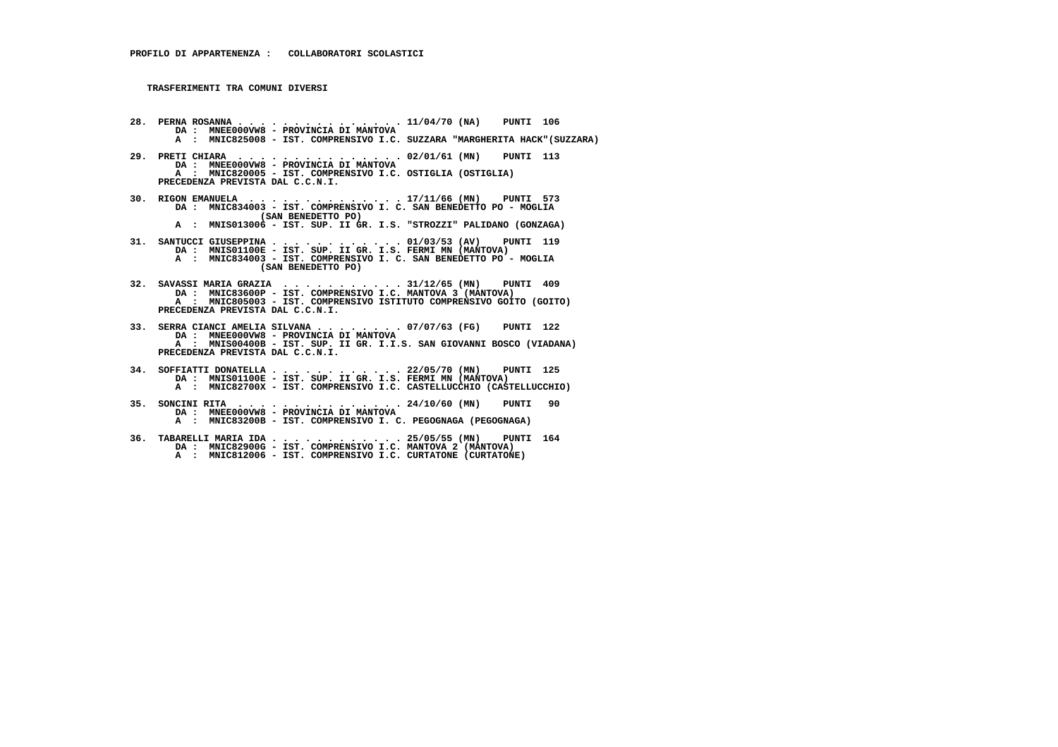**PROFILO DI APPARTENENZA : COLLABORATORI SCOLASTICI**

**TRASFERIMENTI TRA COMUNI DIVERSI**

28. PERNA ROSANNA . . . . . . . . . . . . . . . 11/04/70 (NA) PUNTI 106
    DA : MNEE000VW8 - PROVINCIA DI MANTOVA
    A : MNIC825008 - IST. COMPRENSIVO I.C. SUZZARA "MARGHERITA HACK"(SUZZARA)

29. PRETI CHIARA . . . . . . . . . . . . . . . 02/01/61 (MN) PUNTI 113
    DA : MNEE000VW8 - PROVINCIA DI MANTOVA
    A : MNIC820005 - IST. COMPRENSIVO I.C. OSTIGLIA (OSTIGLIA)
    PRECEDENZA PREVISTA DAL C.C.N.I.

30. RIGON EMANUELA . . . . . . . . . . . . . . 17/11/66 (MN) PUNTI 573
    DA : MNIC834003 - IST. COMPRENSIVO I. C. SAN BENEDETTO PO - MOGLIA (SAN BENEDETTO PO)
    A : MNIS013006 - IST. SUP. II GR. I.S. "STROZZI" PALIDANO (GONZAGA)

31. SANTUCCI GIUSEPPINA . . . . . . . . . . . . 01/03/53 (AV) PUNTI 119
    DA : MNIS01100E - IST. SUP. II GR. I.S. FERMI MN (MANTOVA)
    A : MNIC834003 - IST. COMPRENSIVO I. C. SAN BENEDETTO PO - MOGLIA (SAN BENEDETTO PO)

32. SAVASSI MARIA GRAZIA . . . . . . . . . . . 31/12/65 (MN) PUNTI 409
    DA : MNIC83600P - IST. COMPRENSIVO I.C. MANTOVA 3 (MANTOVA)
    A : MNIC805003 - IST. COMPRENSIVO ISTITUTO COMPRENSIVO GOITO (GOITO)
    PRECEDENZA PREVISTA DAL C.C.N.I.

33. SERRA CIANCI AMELIA SILVANA . . . . . . . . 07/07/63 (FG) PUNTI 122
    DA : MNEE000VW8 - PROVINCIA DI MANTOVA
    A : MNIS00400B - IST. SUP. II GR. I.I.S. SAN GIOVANNI BOSCO (VIADANA)
    PRECEDENZA PREVISTA DAL C.C.N.I.

34. SOFFIATTI DONATELLA . . . . . . . . . . . . 22/05/70 (MN) PUNTI 125
    DA : MNIS01100E - IST. SUP. II GR. I.S. FERMI MN (MANTOVA)
    A : MNIC82700X - IST. COMPRENSIVO I.C. CASTELLUCCHIO (CASTELLUCCHIO)

35. SONCINI RITA . . . . . . . . . . . . . . . 24/10/60 (MN) PUNTI 90
    DA : MNEE000VW8 - PROVINCIA DI MANTOVA
    A : MNIC83200B - IST. COMPRENSIVO I. C. PEGOGNAGA (PEGOGNAGA)

36. TABARELLI MARIA IDA . . . . . . . . . . . . 25/05/55 (MN) PUNTI 164
    DA : MNIC82900G - IST. COMPRENSIVO I.C. MANTOVA 2 (MANTOVA)
    A : MNIC812006 - IST. COMPRENSIVO I.C. CURTATONE (CURTATONE)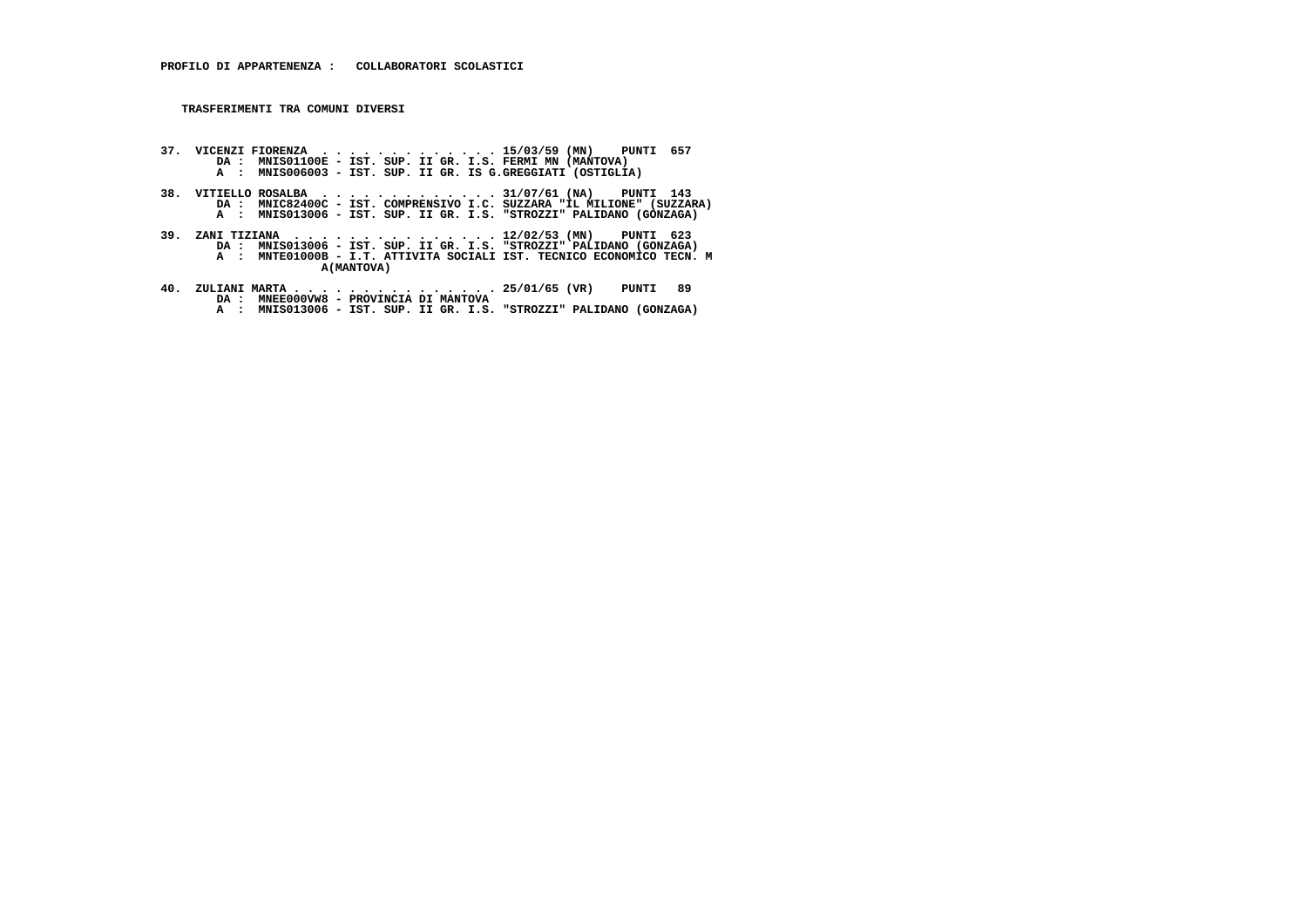**PROFILO DI APPARTENENZA :   COLLABORATORI SCOLASTICI**

**TRASFERIMENTI TRA COMUNI DIVERSI**

```
37.  VICENZI FIORENZA  . . . . . . . . . . . . . 15/03/59 (MN)    PUNTI  657
       DA :  MNIS01100E - IST. SUP. II GR. I.S. FERMI MN (MANTOVA)
       A  :  MNIS006003 - IST. SUP. II GR. IS G.GREGGIATI (OSTIGLIA)

38.  VITIELLO ROSALBA  . . . . . . . . . . . . . 31/07/61 (NA)    PUNTI  143
       DA :  MNIC82400C - IST. COMPRENSIVO I.C. SUZZARA "IL MILIONE" (SUZZARA)
       A  :  MNIS013006 - IST. SUP. II GR. I.S. "STROZZI" PALIDANO (GONZAGA)

39.  ZANI TIZIANA  . . . . . . . . . . . . . . . 12/02/53 (MN)    PUNTI  623
       DA :  MNIS013006 - IST. SUP. II GR. I.S. "STROZZI" PALIDANO (GONZAGA)
       A  :  MNTE01000B - I.T. ATTIVITA SOCIALI IST. TECNICO ECONOMICO TECN. M
                  A(MANTOVA)

40.  ZULIANI MARTA . . . . . . . . . . . . . . . 25/01/65 (VR)    PUNTI   89
       DA :  MNEE000VW8 - PROVINCIA DI MANTOVA
       A  :  MNIS013006 - IST. SUP. II GR. I.S. "STROZZI" PALIDANO (GONZAGA)
```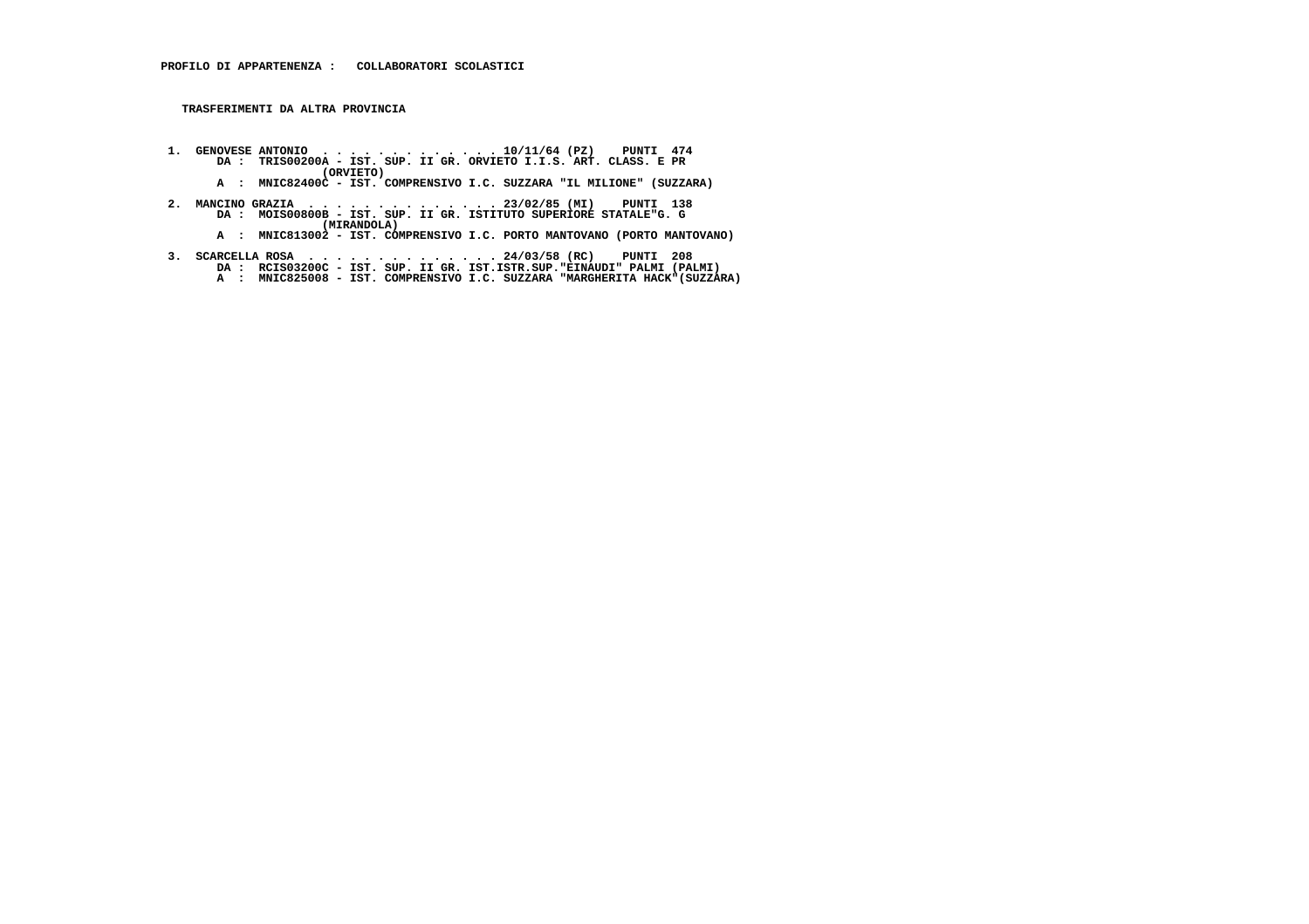**PROFILO DI APPARTENENZA : COLLABORATORI SCOLASTICI**

**TRASFERIMENTI DA ALTRA PROVINCIA**

```
 1.  GENOVESE ANTONIO  . . . . . . . . . . . . . 10/11/64 (PZ)    PUNTI  474
        DA :  TRIS00200A - IST. SUP. II GR. ORVIETO I.I.S. ART. CLASS. E PR
                       (ORVIETO)
        A  :  MNIC82400C - IST. COMPRENSIVO I.C. SUZZARA "IL MILIONE" (SUZZARA)

 2.  MANCINO GRAZIA  . . . . . . . . . . . . . . 23/02/85 (MI)    PUNTI  138
        DA :  MOIS00800B - IST. SUP. II GR. ISTITUTO SUPERIORE STATALE"G. G
                       (MIRANDOLA)
        A  :  MNIC813002 - IST. COMPRENSIVO I.C. PORTO MANTOVANO (PORTO MANTOVANO)

 3.  SCARCELLA ROSA  . . . . . . . . . . . . . . 24/03/58 (RC)    PUNTI  208
        DA :  RCIS03200C - IST. SUP. II GR. IST.ISTR.SUP."EINAUDI" PALMI (PALMI)
        A  :  MNIC825008 - IST. COMPRENSIVO I.C. SUZZARA "MARGHERITA HACK"(SUZZARA)
```